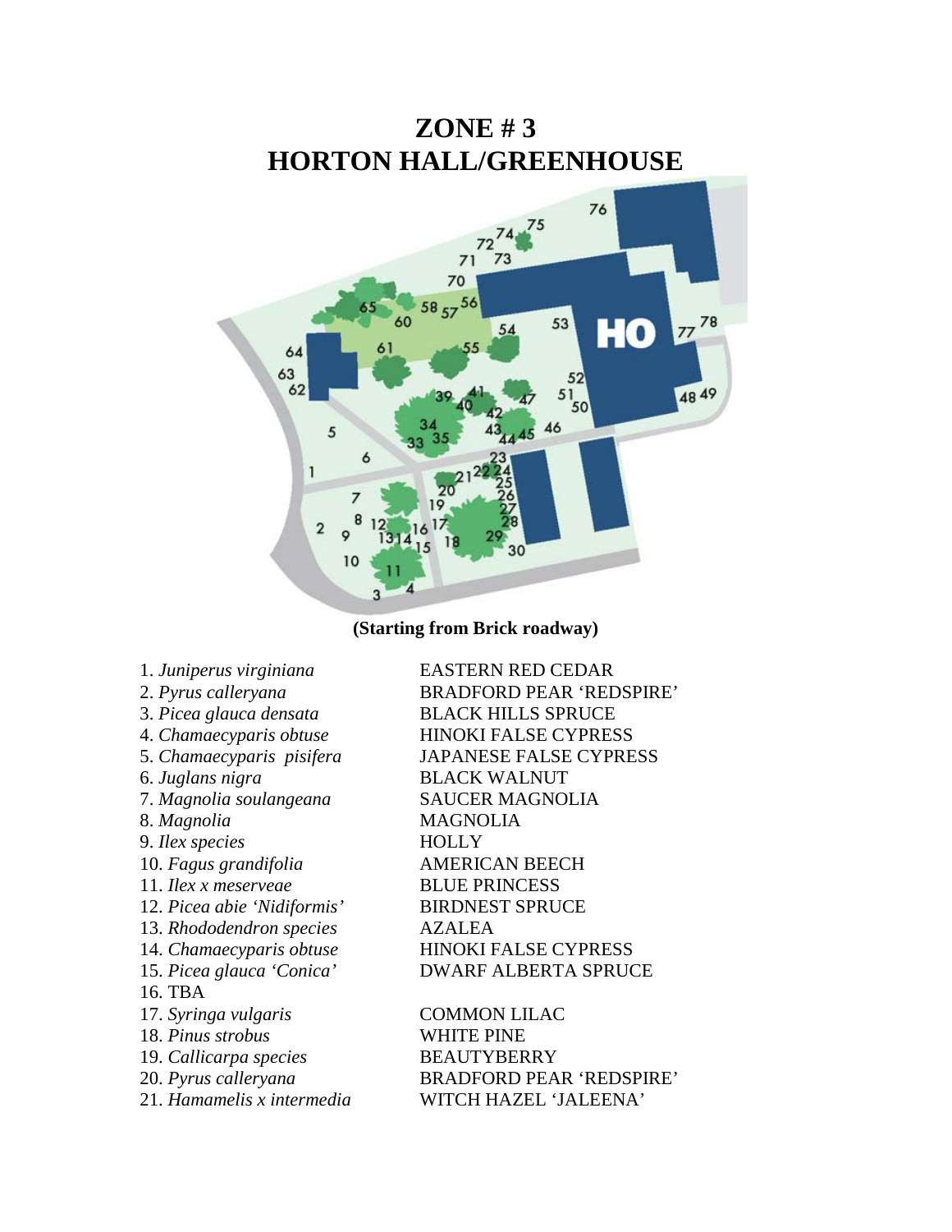# ZONE # 3
# HORTON HALL/GREENHOUSE

**(Starting from Brick roadway)**

1. *Juniperus virginiana* EASTERN RED CEDAR
2. *Pyrus calleryana* BRADFORD PEAR 'REDSPIRE'
3. *Picea glauca densata* BLACK HILLS SPRUCE
4. *Chamaecyparis obtuse* HINOKI FALSE CYPRESS
5. *Chamaecyparis pisifera* JAPANESE FALSE CYPRESS
6. *Juglans nigra* BLACK WALNUT
7. *Magnolia soulangeana* SAUCER MAGNOLIA
8. *Magnolia* MAGNOLIA
9. *Ilex species* HOLLY
10. *Fagus grandifolia* AMERICAN BEECH
11. *Ilex x meserveae* BLUE PRINCESS
12. *Picea abie 'Nidiformis'* BIRDNEST SPRUCE
13. *Rhododendron species* AZALEA
14. *Chamaecyparis obtuse* HINOKI FALSE CYPRESS
15. *Picea glauca 'Conica'* DWARF ALBERTA SPRUCE
16. TBA
17. *Syringa vulgaris* COMMON LILAC
18. *Pinus strobus* WHITE PINE
19. *Callicarpa species* BEAUTYBERRY
20. *Pyrus calleryana* BRADFORD PEAR 'REDSPIRE'
21. *Hamamelis x intermedia* WITCH HAZEL 'JALEENA'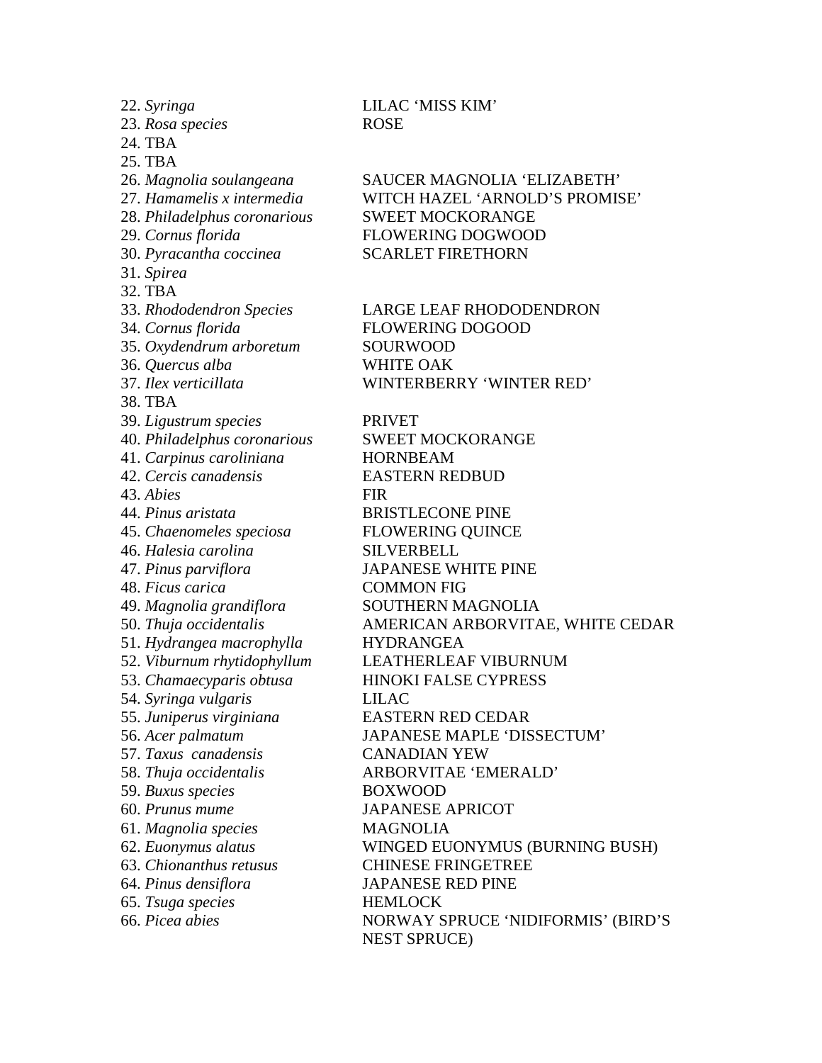22. *Syringa* LILAC 'MISS KIM'
23. *Rosa species* ROSE
24. TBA
25. TBA
26. *Magnolia soulangeana* SAUCER MAGNOLIA 'ELIZABETH'
27. *Hamamelis x intermedia* WITCH HAZEL 'ARNOLD'S PROMISE'
28. *Philadelphus coronarious* SWEET MOCKORANGE
29. *Cornus florida* FLOWERING DOGWOOD
30. *Pyracantha coccinea* SCARLET FIRETHORN
31. *Spirea*
32. TBA
33. *Rhododendron Species* LARGE LEAF RHODODENDRON
34. *Cornus florida* FLOWERING DOGOOD
35. *Oxydendrum arboretum* SOURWOOD
36. *Quercus alba* WHITE OAK
37. *Ilex verticillata* WINTERBERRY 'WINTER RED'
38. TBA
39. *Ligustrum species* PRIVET
40. *Philadelphus coronarious* SWEET MOCKORANGE
41. *Carpinus caroliniana* HORNBEAM
42. *Cercis canadensis* EASTERN REDBUD
43. *Abies* FIR
44. *Pinus aristata* BRISTLECONE PINE
45. *Chaenomeles speciosa* FLOWERING QUINCE
46. *Halesia carolina* SILVERBELL
47. *Pinus parviflora* JAPANESE WHITE PINE
48. *Ficus carica* COMMON FIG
49. *Magnolia grandiflora* SOUTHERN MAGNOLIA
50. *Thuja occidentalis* AMERICAN ARBORVITAE, WHITE CEDAR
51. *Hydrangea macrophylla* HYDRANGEA
52. *Viburnum rhytidophyllum* LEATHERLEAF VIBURNUM
53. *Chamaecyparis obtusa* HINOKI FALSE CYPRESS
54. *Syringa vulgaris* LILAC
55. *Juniperus virginiana* EASTERN RED CEDAR
56. *Acer palmatum* JAPANESE MAPLE 'DISSECTUM'
57. *Taxus canadensis* CANADIAN YEW
58. *Thuja occidentalis* ARBORVITAE 'EMERALD'
59. *Buxus species* BOXWOOD
60. *Prunus mume* JAPANESE APRICOT
61. *Magnolia species* MAGNOLIA
62. *Euonymus alatus* WINGED EUONYMUS (BURNING BUSH)
63. *Chionanthus retusus* CHINESE FRINGETREE
64. *Pinus densiflora* JAPANESE RED PINE
65. *Tsuga species* HEMLOCK
66. *Picea abies* NORWAY SPRUCE 'NIDIFORMIS' (BIRD'S NEST SPRUCE)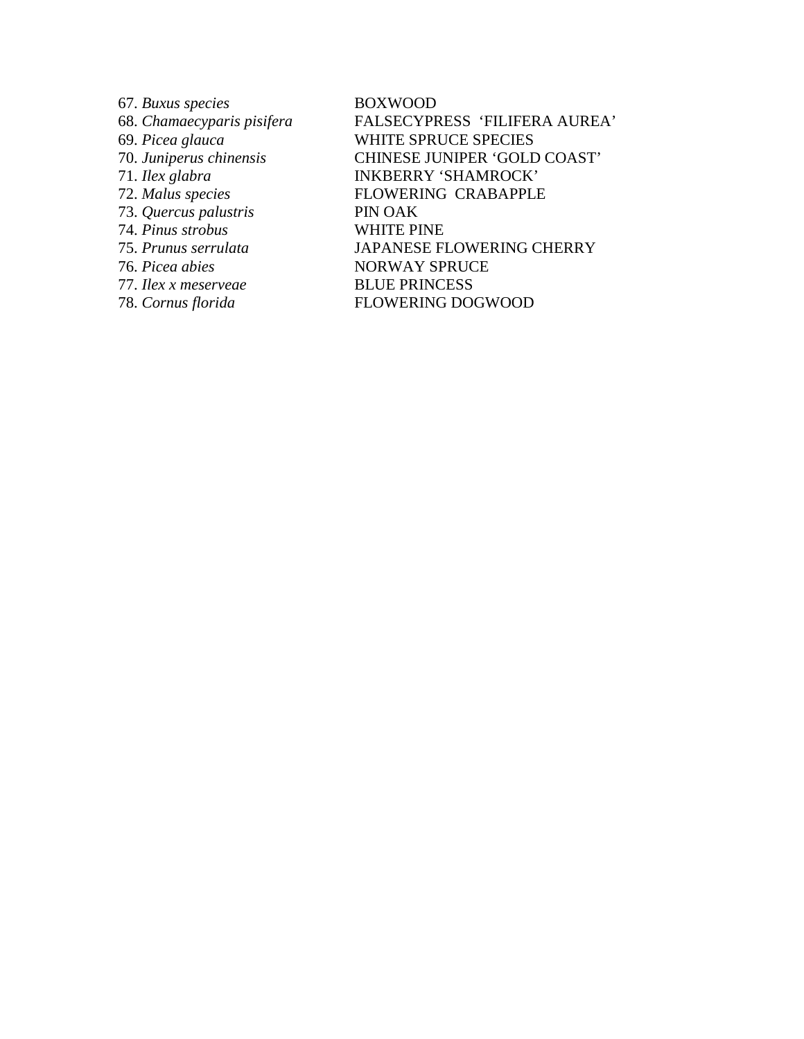| | |
|---|---|
| 67. *Buxus species* | BOXWOOD |
| 68. *Chamaecyparis pisifera* | FALSECYPRESS ‘FILIFERA AUREA’ |
| 69. *Picea glauca* | WHITE SPRUCE SPECIES |
| 70. *Juniperus chinensis* | CHINESE JUNIPER ‘GOLD COAST’ |
| 71. *Ilex glabra* | INKBERRY ‘SHAMROCK’ |
| 72. *Malus species* | FLOWERING CRABAPPLE |
| 73. *Quercus palustris* | PIN OAK |
| 74. *Pinus strobus* | WHITE PINE |
| 75. *Prunus serrulata* | JAPANESE FLOWERING CHERRY |
| 76. *Picea abies* | NORWAY SPRUCE |
| 77. *Ilex x meserveae* | BLUE PRINCESS |
| 78. *Cornus florida* | FLOWERING DOGWOOD |